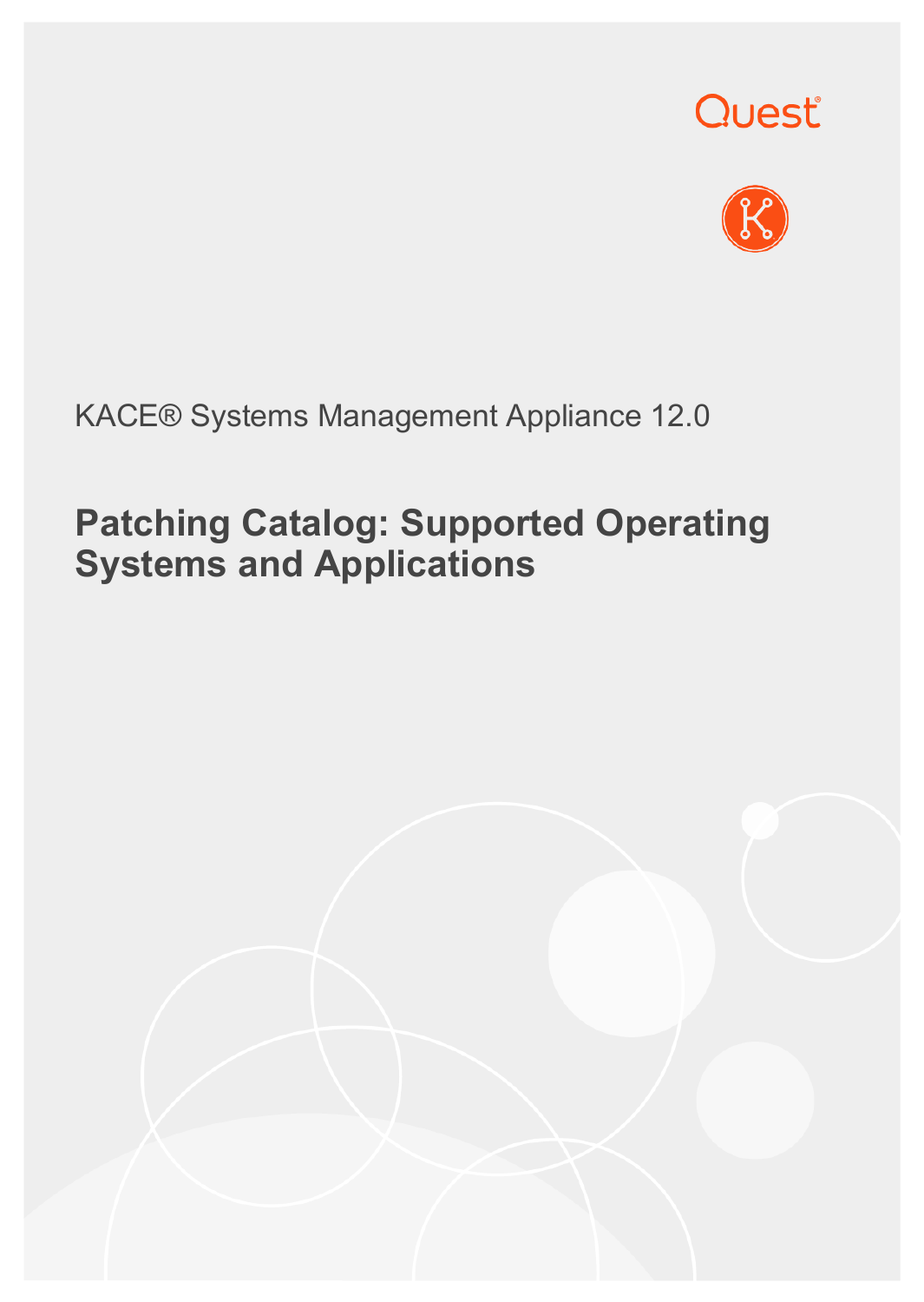Quest

KACE® Systems Management Appliance 12.0

# Patching Catalog: Supported Operating Systems and Applications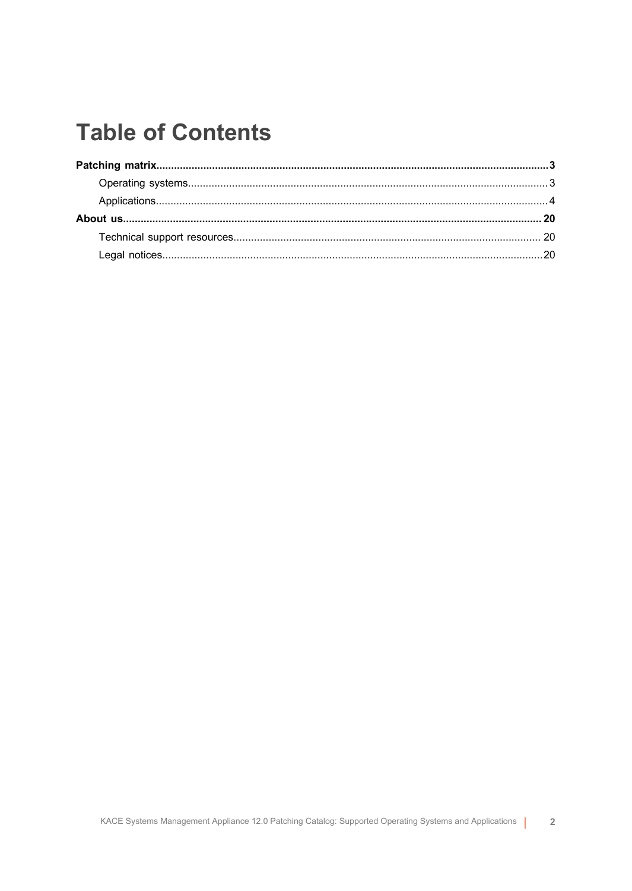# Table of Contents

**Patching matrix....................................................................................................................................... 3**

- Operating systems............................................................................................................................ 3
- Applications........................................................................................................................................ 4

**About us.................................................................................................................................................. 20**

- Technical support resources............................................................................................................ 20
- Legal notices...................................................................................................................................... 20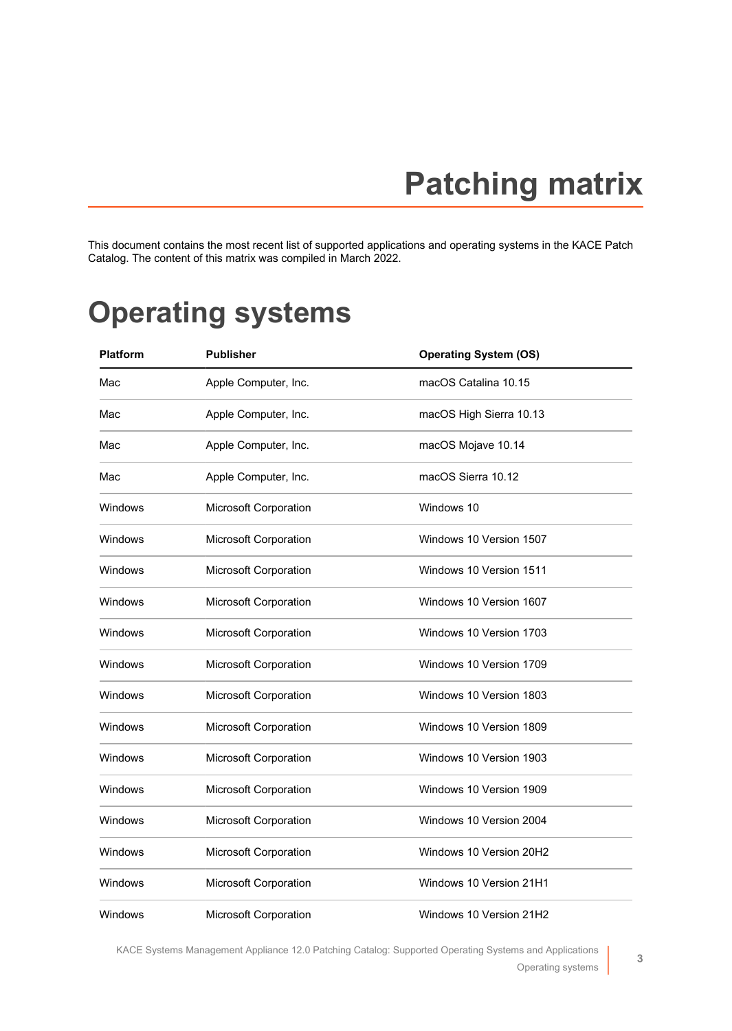# Patching matrix

This document contains the most recent list of supported applications and operating systems in the KACE Patch Catalog. The content of this matrix was compiled in March 2022.

## Operating systems

| Platform | Publisher | Operating System (OS) |
| --- | --- | --- |
| Mac | Apple Computer, Inc. | macOS Catalina 10.15 |
| Mac | Apple Computer, Inc. | macOS High Sierra 10.13 |
| Mac | Apple Computer, Inc. | macOS Mojave 10.14 |
| Mac | Apple Computer, Inc. | macOS Sierra 10.12 |
| Windows | Microsoft Corporation | Windows 10 |
| Windows | Microsoft Corporation | Windows 10 Version 1507 |
| Windows | Microsoft Corporation | Windows 10 Version 1511 |
| Windows | Microsoft Corporation | Windows 10 Version 1607 |
| Windows | Microsoft Corporation | Windows 10 Version 1703 |
| Windows | Microsoft Corporation | Windows 10 Version 1709 |
| Windows | Microsoft Corporation | Windows 10 Version 1803 |
| Windows | Microsoft Corporation | Windows 10 Version 1809 |
| Windows | Microsoft Corporation | Windows 10 Version 1903 |
| Windows | Microsoft Corporation | Windows 10 Version 1909 |
| Windows | Microsoft Corporation | Windows 10 Version 2004 |
| Windows | Microsoft Corporation | Windows 10 Version 20H2 |
| Windows | Microsoft Corporation | Windows 10 Version 21H1 |
| Windows | Microsoft Corporation | Windows 10 Version 21H2 |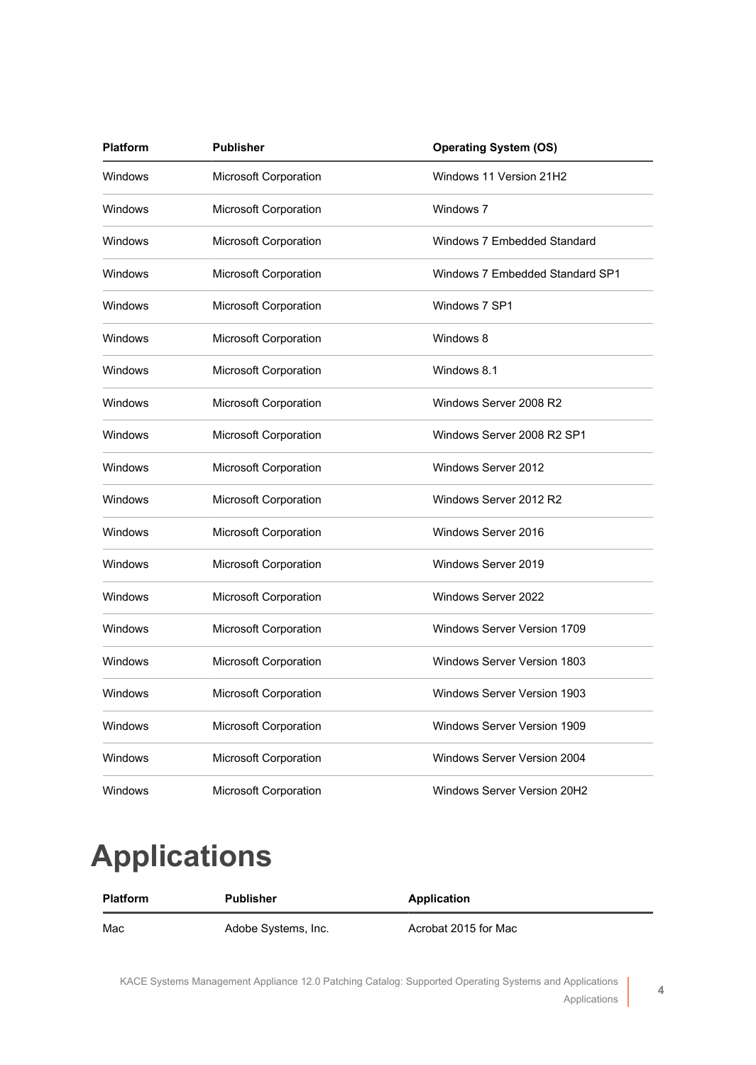| Platform | Publisher | Operating System (OS) |
| --- | --- | --- |
| Windows | Microsoft Corporation | Windows 11 Version 21H2 |
| Windows | Microsoft Corporation | Windows 7 |
| Windows | Microsoft Corporation | Windows 7 Embedded Standard |
| Windows | Microsoft Corporation | Windows 7 Embedded Standard SP1 |
| Windows | Microsoft Corporation | Windows 7 SP1 |
| Windows | Microsoft Corporation | Windows 8 |
| Windows | Microsoft Corporation | Windows 8.1 |
| Windows | Microsoft Corporation | Windows Server 2008 R2 |
| Windows | Microsoft Corporation | Windows Server 2008 R2 SP1 |
| Windows | Microsoft Corporation | Windows Server 2012 |
| Windows | Microsoft Corporation | Windows Server 2012 R2 |
| Windows | Microsoft Corporation | Windows Server 2016 |
| Windows | Microsoft Corporation | Windows Server 2019 |
| Windows | Microsoft Corporation | Windows Server 2022 |
| Windows | Microsoft Corporation | Windows Server Version 1709 |
| Windows | Microsoft Corporation | Windows Server Version 1803 |
| Windows | Microsoft Corporation | Windows Server Version 1903 |
| Windows | Microsoft Corporation | Windows Server Version 1909 |
| Windows | Microsoft Corporation | Windows Server Version 2004 |
| Windows | Microsoft Corporation | Windows Server Version 20H2 |

# Applications

| Platform | Publisher | Application |
| --- | --- | --- |
| Mac | Adobe Systems, Inc. | Acrobat 2015 for Mac |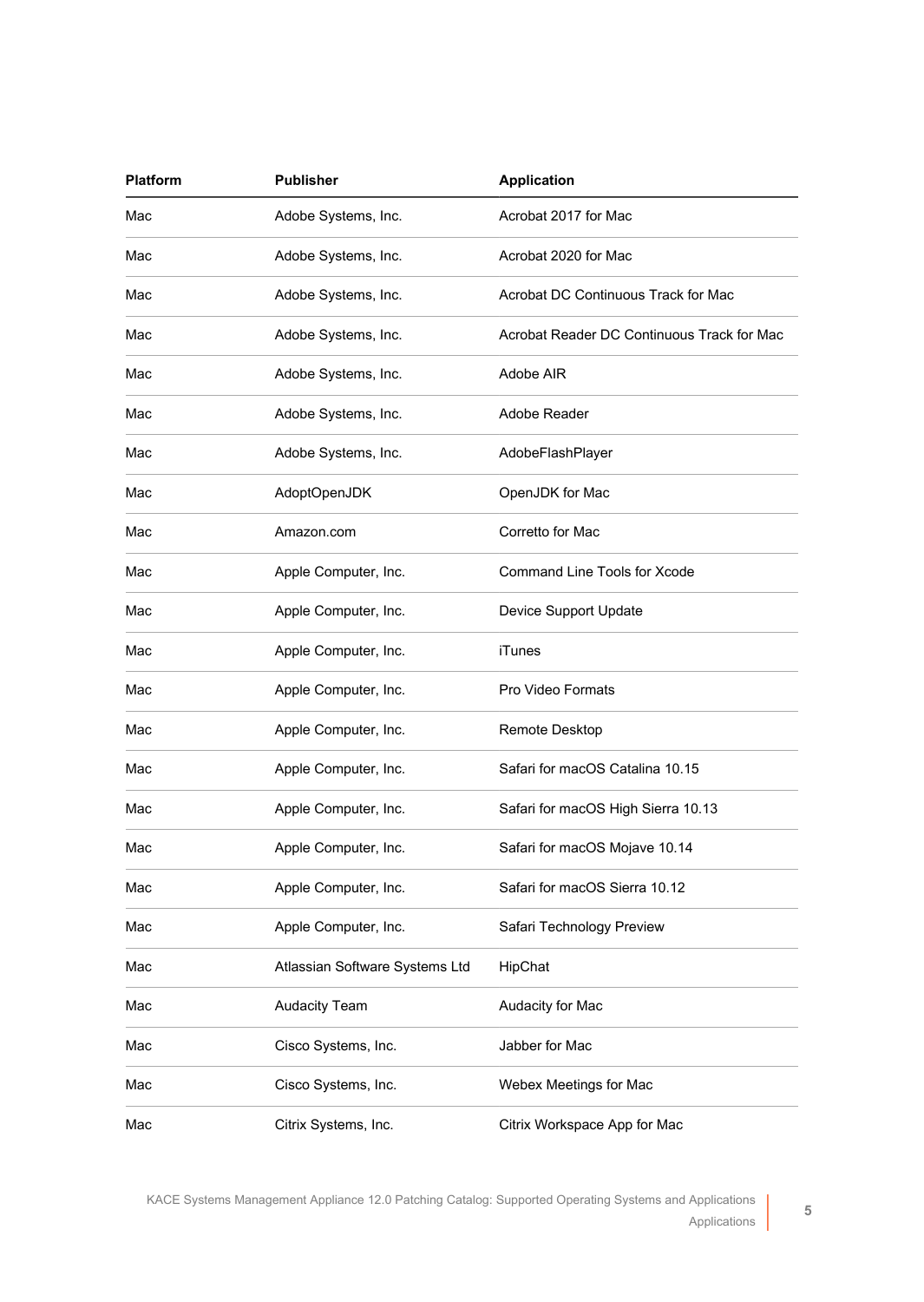| Platform | Publisher | Application |
|---|---|---|
| Mac | Adobe Systems, Inc. | Acrobat 2017 for Mac |
| Mac | Adobe Systems, Inc. | Acrobat 2020 for Mac |
| Mac | Adobe Systems, Inc. | Acrobat DC Continuous Track for Mac |
| Mac | Adobe Systems, Inc. | Acrobat Reader DC Continuous Track for Mac |
| Mac | Adobe Systems, Inc. | Adobe AIR |
| Mac | Adobe Systems, Inc. | Adobe Reader |
| Mac | Adobe Systems, Inc. | AdobeFlashPlayer |
| Mac | AdoptOpenJDK | OpenJDK for Mac |
| Mac | Amazon.com | Corretto for Mac |
| Mac | Apple Computer, Inc. | Command Line Tools for Xcode |
| Mac | Apple Computer, Inc. | Device Support Update |
| Mac | Apple Computer, Inc. | iTunes |
| Mac | Apple Computer, Inc. | Pro Video Formats |
| Mac | Apple Computer, Inc. | Remote Desktop |
| Mac | Apple Computer, Inc. | Safari for macOS Catalina 10.15 |
| Mac | Apple Computer, Inc. | Safari for macOS High Sierra 10.13 |
| Mac | Apple Computer, Inc. | Safari for macOS Mojave 10.14 |
| Mac | Apple Computer, Inc. | Safari for macOS Sierra 10.12 |
| Mac | Apple Computer, Inc. | Safari Technology Preview |
| Mac | Atlassian Software Systems Ltd | HipChat |
| Mac | Audacity Team | Audacity for Mac |
| Mac | Cisco Systems, Inc. | Jabber for Mac |
| Mac | Cisco Systems, Inc. | Webex Meetings for Mac |
| Mac | Citrix Systems, Inc. | Citrix Workspace App for Mac |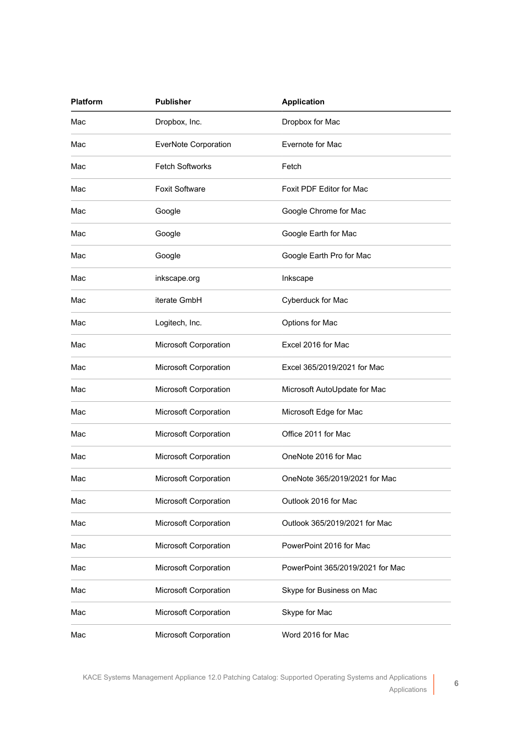| Platform | Publisher | Application |
| --- | --- | --- |
| Mac | Dropbox, Inc. | Dropbox for Mac |
| Mac | EverNote Corporation | Evernote for Mac |
| Mac | Fetch Softworks | Fetch |
| Mac | Foxit Software | Foxit PDF Editor for Mac |
| Mac | Google | Google Chrome for Mac |
| Mac | Google | Google Earth for Mac |
| Mac | Google | Google Earth Pro for Mac |
| Mac | inkscape.org | Inkscape |
| Mac | iterate GmbH | Cyberduck for Mac |
| Mac | Logitech, Inc. | Options for Mac |
| Mac | Microsoft Corporation | Excel 2016 for Mac |
| Mac | Microsoft Corporation | Excel 365/2019/2021 for Mac |
| Mac | Microsoft Corporation | Microsoft AutoUpdate for Mac |
| Mac | Microsoft Corporation | Microsoft Edge for Mac |
| Mac | Microsoft Corporation | Office 2011 for Mac |
| Mac | Microsoft Corporation | OneNote 2016 for Mac |
| Mac | Microsoft Corporation | OneNote 365/2019/2021 for Mac |
| Mac | Microsoft Corporation | Outlook 2016 for Mac |
| Mac | Microsoft Corporation | Outlook 365/2019/2021 for Mac |
| Mac | Microsoft Corporation | PowerPoint 2016 for Mac |
| Mac | Microsoft Corporation | PowerPoint 365/2019/2021 for Mac |
| Mac | Microsoft Corporation | Skype for Business on Mac |
| Mac | Microsoft Corporation | Skype for Mac |
| Mac | Microsoft Corporation | Word 2016 for Mac |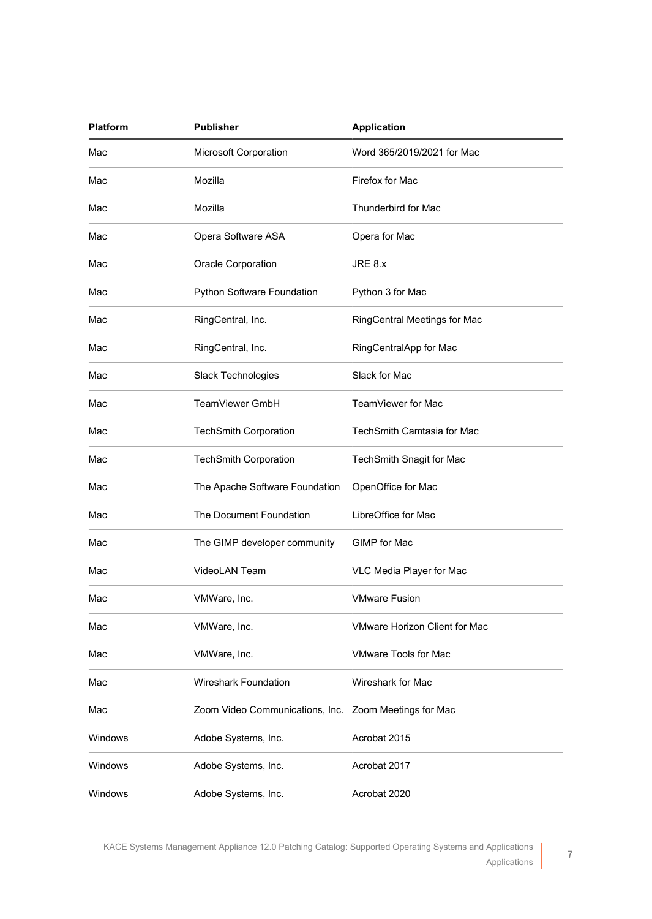| Platform | Publisher | Application |
| --- | --- | --- |
| Mac | Microsoft Corporation | Word 365/2019/2021 for Mac |
| Mac | Mozilla | Firefox for Mac |
| Mac | Mozilla | Thunderbird for Mac |
| Mac | Opera Software ASA | Opera for Mac |
| Mac | Oracle Corporation | JRE 8.x |
| Mac | Python Software Foundation | Python 3 for Mac |
| Mac | RingCentral, Inc. | RingCentral Meetings for Mac |
| Mac | RingCentral, Inc. | RingCentralApp for Mac |
| Mac | Slack Technologies | Slack for Mac |
| Mac | TeamViewer GmbH | TeamViewer for Mac |
| Mac | TechSmith Corporation | TechSmith Camtasia for Mac |
| Mac | TechSmith Corporation | TechSmith Snagit for Mac |
| Mac | The Apache Software Foundation | OpenOffice for Mac |
| Mac | The Document Foundation | LibreOffice for Mac |
| Mac | The GIMP developer community | GIMP for Mac |
| Mac | VideoLAN Team | VLC Media Player for Mac |
| Mac | VMWare, Inc. | VMware Fusion |
| Mac | VMWare, Inc. | VMware Horizon Client for Mac |
| Mac | VMWare, Inc. | VMware Tools for Mac |
| Mac | Wireshark Foundation | Wireshark for Mac |
| Mac | Zoom Video Communications, Inc. | Zoom Meetings for Mac |
| Windows | Adobe Systems, Inc. | Acrobat 2015 |
| Windows | Adobe Systems, Inc. | Acrobat 2017 |
| Windows | Adobe Systems, Inc. | Acrobat 2020 |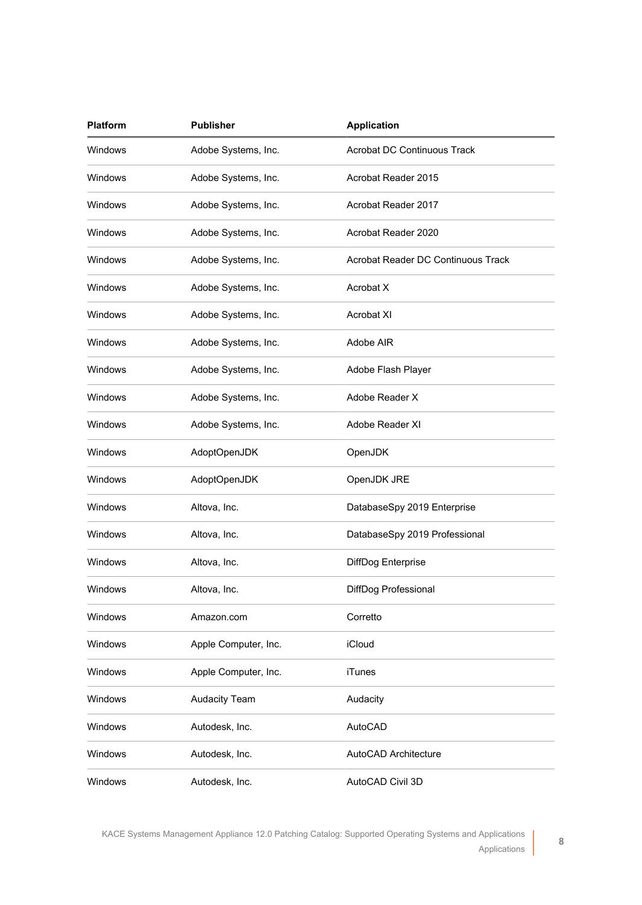| Platform | Publisher | Application |
| --- | --- | --- |
| Windows | Adobe Systems, Inc. | Acrobat DC Continuous Track |
| Windows | Adobe Systems, Inc. | Acrobat Reader 2015 |
| Windows | Adobe Systems, Inc. | Acrobat Reader 2017 |
| Windows | Adobe Systems, Inc. | Acrobat Reader 2020 |
| Windows | Adobe Systems, Inc. | Acrobat Reader DC Continuous Track |
| Windows | Adobe Systems, Inc. | Acrobat X |
| Windows | Adobe Systems, Inc. | Acrobat XI |
| Windows | Adobe Systems, Inc. | Adobe AIR |
| Windows | Adobe Systems, Inc. | Adobe Flash Player |
| Windows | Adobe Systems, Inc. | Adobe Reader X |
| Windows | Adobe Systems, Inc. | Adobe Reader XI |
| Windows | AdoptOpenJDK | OpenJDK |
| Windows | AdoptOpenJDK | OpenJDK JRE |
| Windows | Altova, Inc. | DatabaseSpy 2019 Enterprise |
| Windows | Altova, Inc. | DatabaseSpy 2019 Professional |
| Windows | Altova, Inc. | DiffDog Enterprise |
| Windows | Altova, Inc. | DiffDog Professional |
| Windows | Amazon.com | Corretto |
| Windows | Apple Computer, Inc. | iCloud |
| Windows | Apple Computer, Inc. | iTunes |
| Windows | Audacity Team | Audacity |
| Windows | Autodesk, Inc. | AutoCAD |
| Windows | Autodesk, Inc. | AutoCAD Architecture |
| Windows | Autodesk, Inc. | AutoCAD Civil 3D |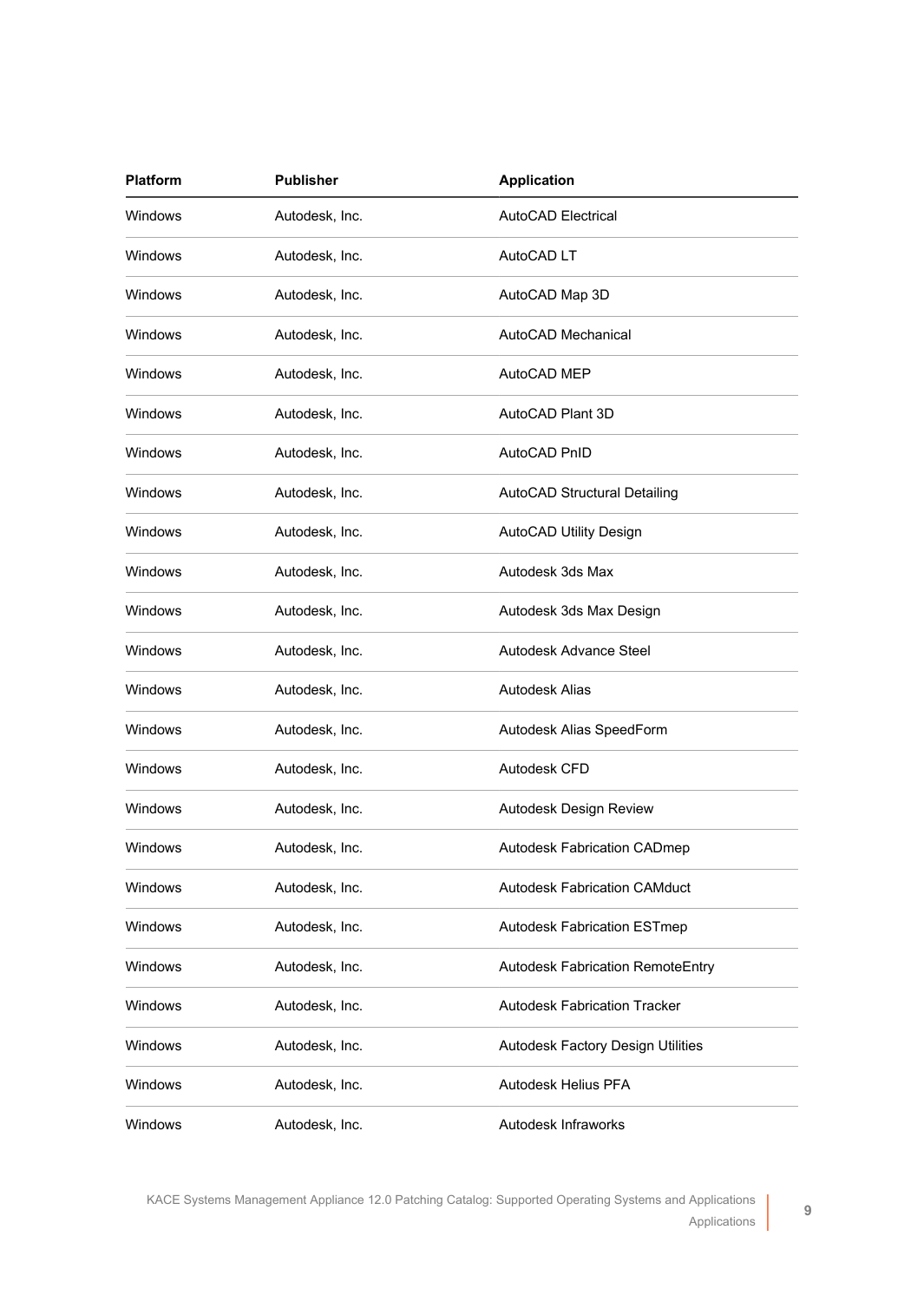| Platform | Publisher | Application |
| --- | --- | --- |
| Windows | Autodesk, Inc. | AutoCAD Electrical |
| Windows | Autodesk, Inc. | AutoCAD LT |
| Windows | Autodesk, Inc. | AutoCAD Map 3D |
| Windows | Autodesk, Inc. | AutoCAD Mechanical |
| Windows | Autodesk, Inc. | AutoCAD MEP |
| Windows | Autodesk, Inc. | AutoCAD Plant 3D |
| Windows | Autodesk, Inc. | AutoCAD PnID |
| Windows | Autodesk, Inc. | AutoCAD Structural Detailing |
| Windows | Autodesk, Inc. | AutoCAD Utility Design |
| Windows | Autodesk, Inc. | Autodesk 3ds Max |
| Windows | Autodesk, Inc. | Autodesk 3ds Max Design |
| Windows | Autodesk, Inc. | Autodesk Advance Steel |
| Windows | Autodesk, Inc. | Autodesk Alias |
| Windows | Autodesk, Inc. | Autodesk Alias SpeedForm |
| Windows | Autodesk, Inc. | Autodesk CFD |
| Windows | Autodesk, Inc. | Autodesk Design Review |
| Windows | Autodesk, Inc. | Autodesk Fabrication CADmep |
| Windows | Autodesk, Inc. | Autodesk Fabrication CAMduct |
| Windows | Autodesk, Inc. | Autodesk Fabrication ESTmep |
| Windows | Autodesk, Inc. | Autodesk Fabrication RemoteEntry |
| Windows | Autodesk, Inc. | Autodesk Fabrication Tracker |
| Windows | Autodesk, Inc. | Autodesk Factory Design Utilities |
| Windows | Autodesk, Inc. | Autodesk Helius PFA |
| Windows | Autodesk, Inc. | Autodesk Infraworks |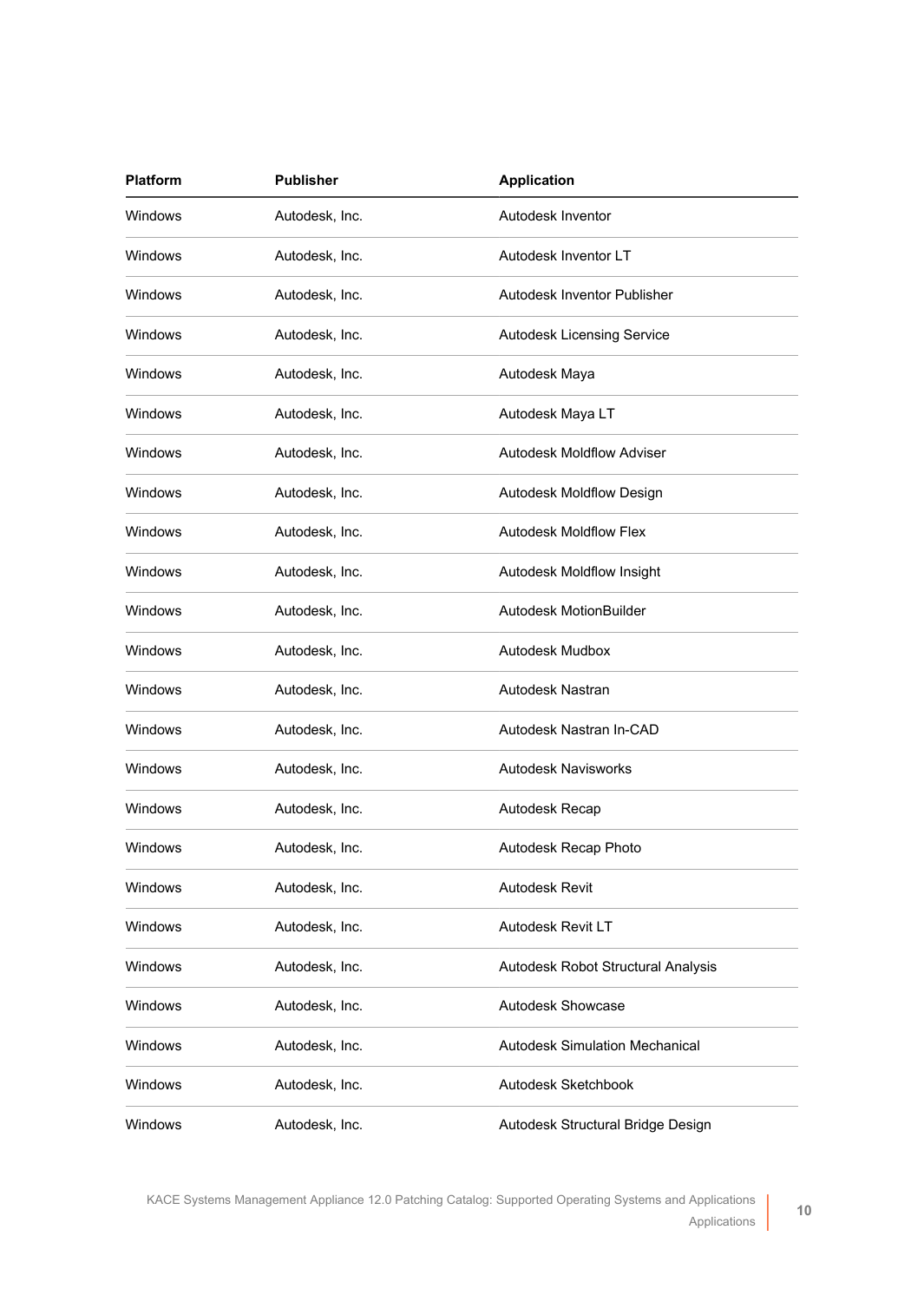| Platform | Publisher | Application |
| --- | --- | --- |
| Windows | Autodesk, Inc. | Autodesk Inventor |
| Windows | Autodesk, Inc. | Autodesk Inventor LT |
| Windows | Autodesk, Inc. | Autodesk Inventor Publisher |
| Windows | Autodesk, Inc. | Autodesk Licensing Service |
| Windows | Autodesk, Inc. | Autodesk Maya |
| Windows | Autodesk, Inc. | Autodesk Maya LT |
| Windows | Autodesk, Inc. | Autodesk Moldflow Adviser |
| Windows | Autodesk, Inc. | Autodesk Moldflow Design |
| Windows | Autodesk, Inc. | Autodesk Moldflow Flex |
| Windows | Autodesk, Inc. | Autodesk Moldflow Insight |
| Windows | Autodesk, Inc. | Autodesk MotionBuilder |
| Windows | Autodesk, Inc. | Autodesk Mudbox |
| Windows | Autodesk, Inc. | Autodesk Nastran |
| Windows | Autodesk, Inc. | Autodesk Nastran In-CAD |
| Windows | Autodesk, Inc. | Autodesk Navisworks |
| Windows | Autodesk, Inc. | Autodesk Recap |
| Windows | Autodesk, Inc. | Autodesk Recap Photo |
| Windows | Autodesk, Inc. | Autodesk Revit |
| Windows | Autodesk, Inc. | Autodesk Revit LT |
| Windows | Autodesk, Inc. | Autodesk Robot Structural Analysis |
| Windows | Autodesk, Inc. | Autodesk Showcase |
| Windows | Autodesk, Inc. | Autodesk Simulation Mechanical |
| Windows | Autodesk, Inc. | Autodesk Sketchbook |
| Windows | Autodesk, Inc. | Autodesk Structural Bridge Design |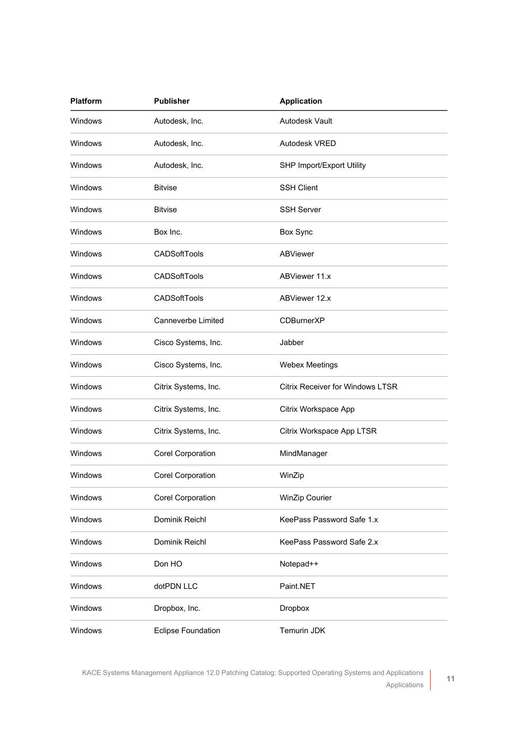| Platform | Publisher | Application |
| --- | --- | --- |
| Windows | Autodesk, Inc. | Autodesk Vault |
| Windows | Autodesk, Inc. | Autodesk VRED |
| Windows | Autodesk, Inc. | SHP Import/Export Utility |
| Windows | Bitvise | SSH Client |
| Windows | Bitvise | SSH Server |
| Windows | Box Inc. | Box Sync |
| Windows | CADSoftTools | ABViewer |
| Windows | CADSoftTools | ABViewer 11.x |
| Windows | CADSoftTools | ABViewer 12.x |
| Windows | Canneverbe Limited | CDBurnerXP |
| Windows | Cisco Systems, Inc. | Jabber |
| Windows | Cisco Systems, Inc. | Webex Meetings |
| Windows | Citrix Systems, Inc. | Citrix Receiver for Windows LTSR |
| Windows | Citrix Systems, Inc. | Citrix Workspace App |
| Windows | Citrix Systems, Inc. | Citrix Workspace App LTSR |
| Windows | Corel Corporation | MindManager |
| Windows | Corel Corporation | WinZip |
| Windows | Corel Corporation | WinZip Courier |
| Windows | Dominik Reichl | KeePass Password Safe 1.x |
| Windows | Dominik Reichl | KeePass Password Safe 2.x |
| Windows | Don HO | Notepad++ |
| Windows | dotPDN LLC | Paint.NET |
| Windows | Dropbox, Inc. | Dropbox |
| Windows | Eclipse Foundation | Temurin JDK |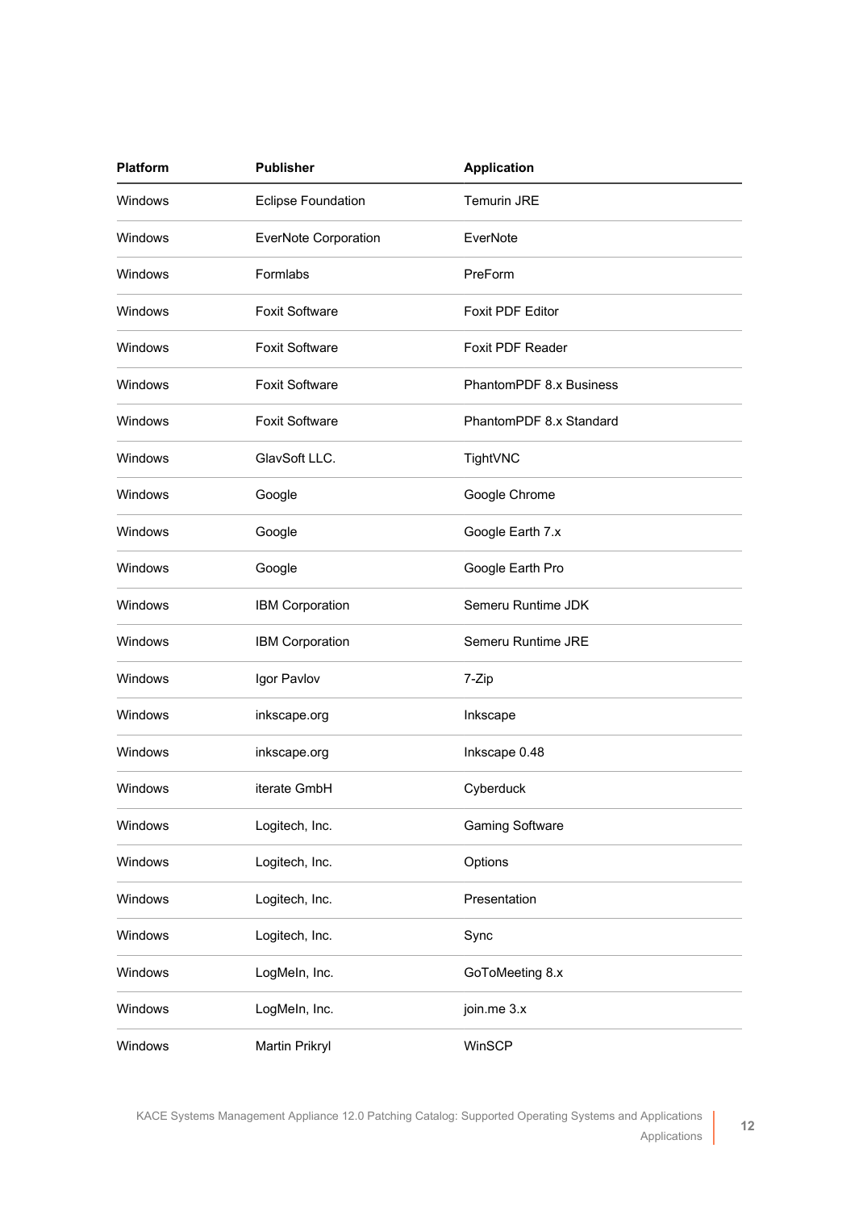| Platform | Publisher | Application |
|---|---|---|
| Windows | Eclipse Foundation | Temurin JRE |
| Windows | EverNote Corporation | EverNote |
| Windows | Formlabs | PreForm |
| Windows | Foxit Software | Foxit PDF Editor |
| Windows | Foxit Software | Foxit PDF Reader |
| Windows | Foxit Software | PhantomPDF 8.x Business |
| Windows | Foxit Software | PhantomPDF 8.x Standard |
| Windows | GlavSoft LLC. | TightVNC |
| Windows | Google | Google Chrome |
| Windows | Google | Google Earth 7.x |
| Windows | Google | Google Earth Pro |
| Windows | IBM Corporation | Semeru Runtime JDK |
| Windows | IBM Corporation | Semeru Runtime JRE |
| Windows | Igor Pavlov | 7-Zip |
| Windows | inkscape.org | Inkscape |
| Windows | inkscape.org | Inkscape 0.48 |
| Windows | iterate GmbH | Cyberduck |
| Windows | Logitech, Inc. | Gaming Software |
| Windows | Logitech, Inc. | Options |
| Windows | Logitech, Inc. | Presentation |
| Windows | Logitech, Inc. | Sync |
| Windows | LogMeIn, Inc. | GoToMeeting 8.x |
| Windows | LogMeIn, Inc. | join.me 3.x |
| Windows | Martin Prikryl | WinSCP |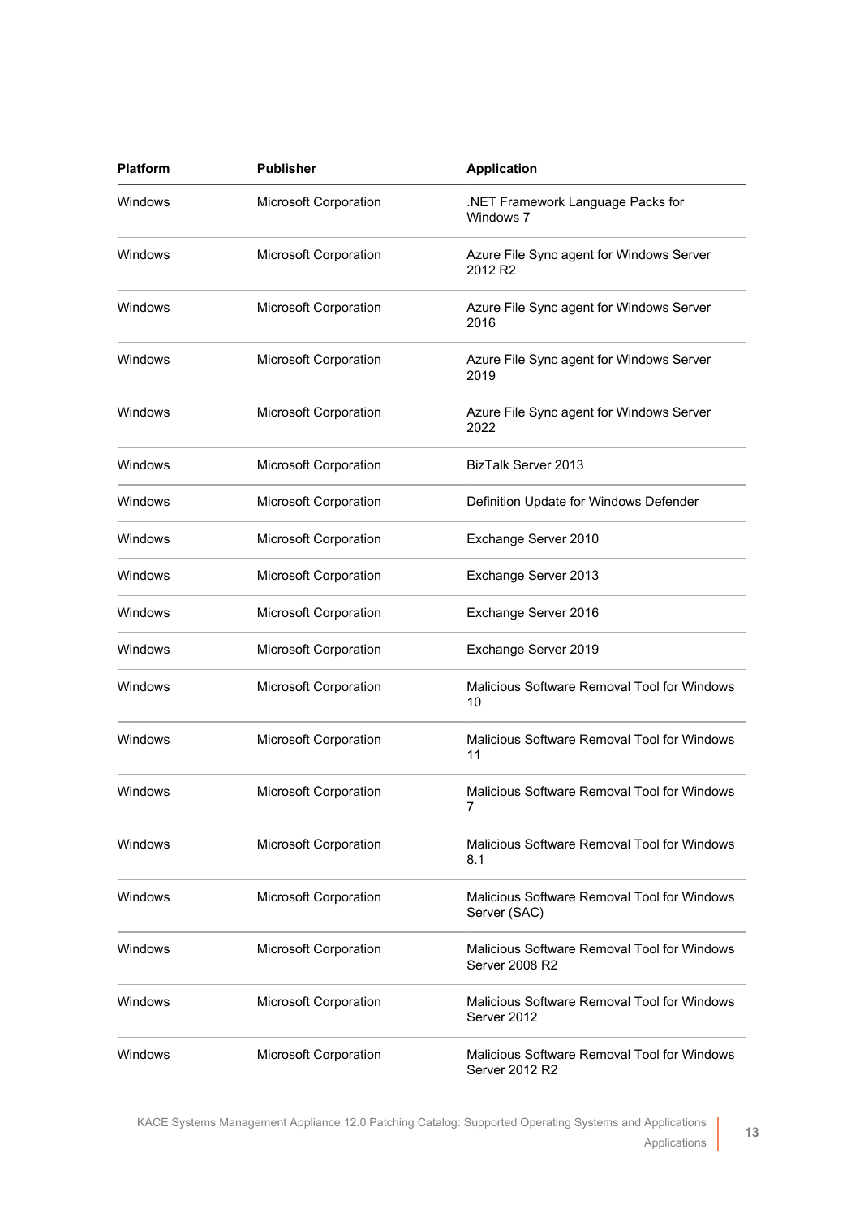| Platform | Publisher | Application |
| --- | --- | --- |
| Windows | Microsoft Corporation | .NET Framework Language Packs for Windows 7 |
| Windows | Microsoft Corporation | Azure File Sync agent for Windows Server 2012 R2 |
| Windows | Microsoft Corporation | Azure File Sync agent for Windows Server 2016 |
| Windows | Microsoft Corporation | Azure File Sync agent for Windows Server 2019 |
| Windows | Microsoft Corporation | Azure File Sync agent for Windows Server 2022 |
| Windows | Microsoft Corporation | BizTalk Server 2013 |
| Windows | Microsoft Corporation | Definition Update for Windows Defender |
| Windows | Microsoft Corporation | Exchange Server 2010 |
| Windows | Microsoft Corporation | Exchange Server 2013 |
| Windows | Microsoft Corporation | Exchange Server 2016 |
| Windows | Microsoft Corporation | Exchange Server 2019 |
| Windows | Microsoft Corporation | Malicious Software Removal Tool for Windows 10 |
| Windows | Microsoft Corporation | Malicious Software Removal Tool for Windows 11 |
| Windows | Microsoft Corporation | Malicious Software Removal Tool for Windows 7 |
| Windows | Microsoft Corporation | Malicious Software Removal Tool for Windows 8.1 |
| Windows | Microsoft Corporation | Malicious Software Removal Tool for Windows Server (SAC) |
| Windows | Microsoft Corporation | Malicious Software Removal Tool for Windows Server 2008 R2 |
| Windows | Microsoft Corporation | Malicious Software Removal Tool for Windows Server 2012 |
| Windows | Microsoft Corporation | Malicious Software Removal Tool for Windows Server 2012 R2 |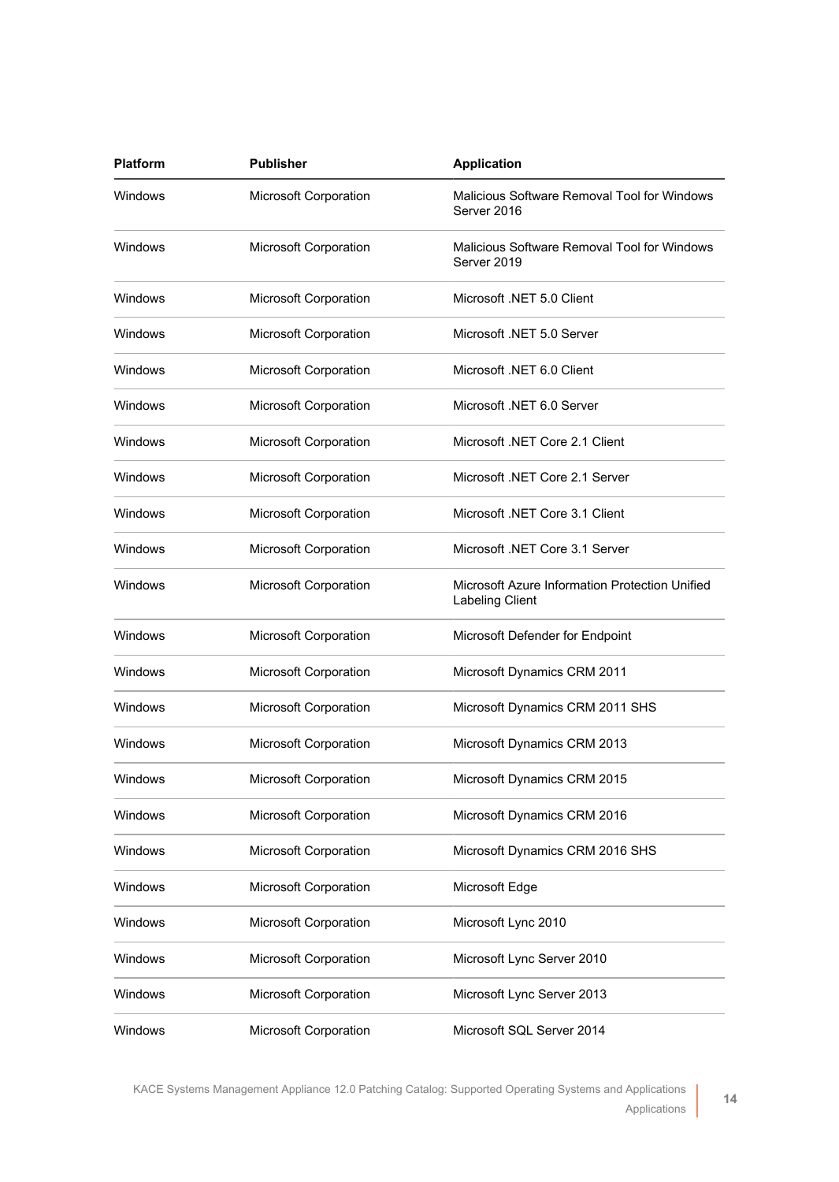| Platform | Publisher | Application |
| --- | --- | --- |
| Windows | Microsoft Corporation | Malicious Software Removal Tool for Windows Server 2016 |
| Windows | Microsoft Corporation | Malicious Software Removal Tool for Windows Server 2019 |
| Windows | Microsoft Corporation | Microsoft .NET 5.0 Client |
| Windows | Microsoft Corporation | Microsoft .NET 5.0 Server |
| Windows | Microsoft Corporation | Microsoft .NET 6.0 Client |
| Windows | Microsoft Corporation | Microsoft .NET 6.0 Server |
| Windows | Microsoft Corporation | Microsoft .NET Core 2.1 Client |
| Windows | Microsoft Corporation | Microsoft .NET Core 2.1 Server |
| Windows | Microsoft Corporation | Microsoft .NET Core 3.1 Client |
| Windows | Microsoft Corporation | Microsoft .NET Core 3.1 Server |
| Windows | Microsoft Corporation | Microsoft Azure Information Protection Unified Labeling Client |
| Windows | Microsoft Corporation | Microsoft Defender for Endpoint |
| Windows | Microsoft Corporation | Microsoft Dynamics CRM 2011 |
| Windows | Microsoft Corporation | Microsoft Dynamics CRM 2011 SHS |
| Windows | Microsoft Corporation | Microsoft Dynamics CRM 2013 |
| Windows | Microsoft Corporation | Microsoft Dynamics CRM 2015 |
| Windows | Microsoft Corporation | Microsoft Dynamics CRM 2016 |
| Windows | Microsoft Corporation | Microsoft Dynamics CRM 2016 SHS |
| Windows | Microsoft Corporation | Microsoft Edge |
| Windows | Microsoft Corporation | Microsoft Lync 2010 |
| Windows | Microsoft Corporation | Microsoft Lync Server 2010 |
| Windows | Microsoft Corporation | Microsoft Lync Server 2013 |
| Windows | Microsoft Corporation | Microsoft SQL Server 2014 |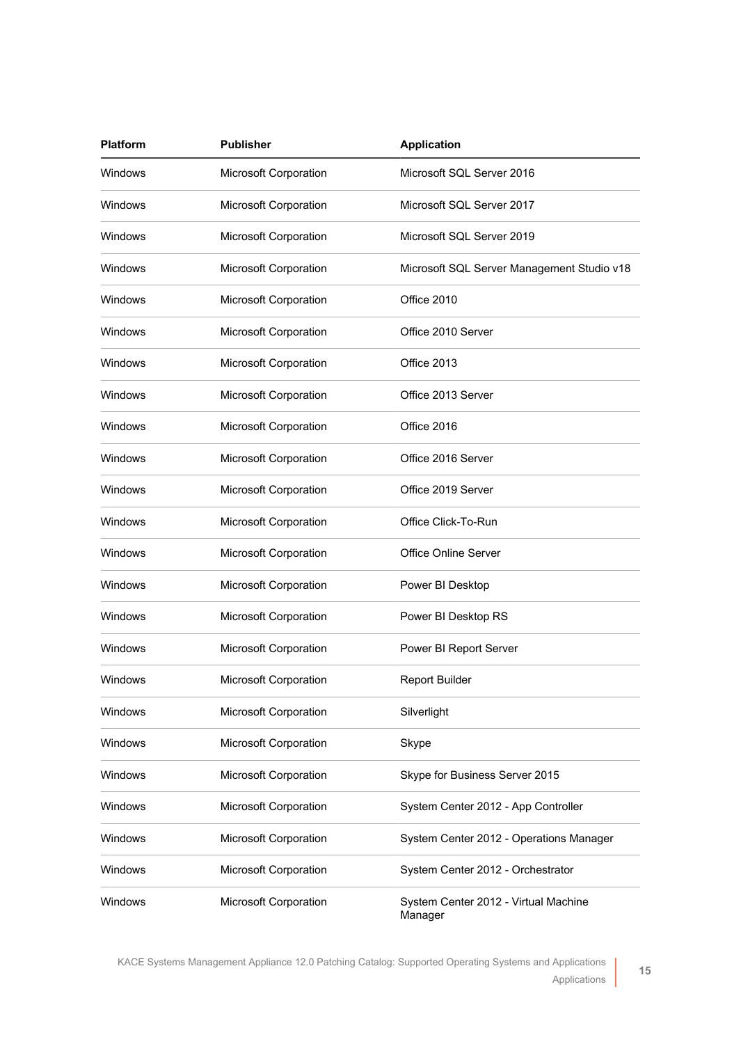| Platform | Publisher | Application |
|---|---|---|
| Windows | Microsoft Corporation | Microsoft SQL Server 2016 |
| Windows | Microsoft Corporation | Microsoft SQL Server 2017 |
| Windows | Microsoft Corporation | Microsoft SQL Server 2019 |
| Windows | Microsoft Corporation | Microsoft SQL Server Management Studio v18 |
| Windows | Microsoft Corporation | Office 2010 |
| Windows | Microsoft Corporation | Office 2010 Server |
| Windows | Microsoft Corporation | Office 2013 |
| Windows | Microsoft Corporation | Office 2013 Server |
| Windows | Microsoft Corporation | Office 2016 |
| Windows | Microsoft Corporation | Office 2016 Server |
| Windows | Microsoft Corporation | Office 2019 Server |
| Windows | Microsoft Corporation | Office Click-To-Run |
| Windows | Microsoft Corporation | Office Online Server |
| Windows | Microsoft Corporation | Power BI Desktop |
| Windows | Microsoft Corporation | Power BI Desktop RS |
| Windows | Microsoft Corporation | Power BI Report Server |
| Windows | Microsoft Corporation | Report Builder |
| Windows | Microsoft Corporation | Silverlight |
| Windows | Microsoft Corporation | Skype |
| Windows | Microsoft Corporation | Skype for Business Server 2015 |
| Windows | Microsoft Corporation | System Center 2012 - App Controller |
| Windows | Microsoft Corporation | System Center 2012 - Operations Manager |
| Windows | Microsoft Corporation | System Center 2012 - Orchestrator |
| Windows | Microsoft Corporation | System Center 2012 - Virtual Machine Manager |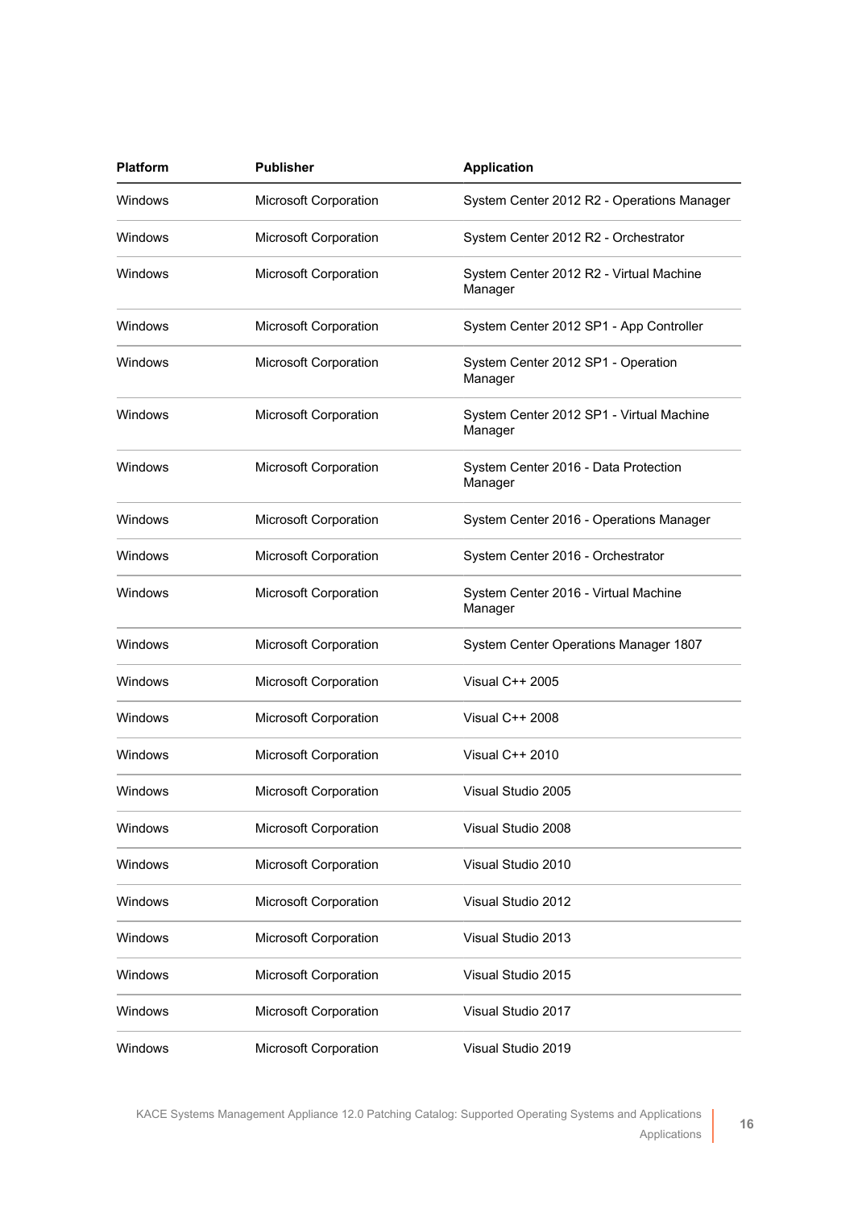| Platform | Publisher | Application |
| --- | --- | --- |
| Windows | Microsoft Corporation | System Center 2012 R2 - Operations Manager |
| Windows | Microsoft Corporation | System Center 2012 R2 - Orchestrator |
| Windows | Microsoft Corporation | System Center 2012 R2 - Virtual Machine Manager |
| Windows | Microsoft Corporation | System Center 2012 SP1 - App Controller |
| Windows | Microsoft Corporation | System Center 2012 SP1 - Operation Manager |
| Windows | Microsoft Corporation | System Center 2012 SP1 - Virtual Machine Manager |
| Windows | Microsoft Corporation | System Center 2016 - Data Protection Manager |
| Windows | Microsoft Corporation | System Center 2016 - Operations Manager |
| Windows | Microsoft Corporation | System Center 2016 - Orchestrator |
| Windows | Microsoft Corporation | System Center 2016 - Virtual Machine Manager |
| Windows | Microsoft Corporation | System Center Operations Manager 1807 |
| Windows | Microsoft Corporation | Visual C++ 2005 |
| Windows | Microsoft Corporation | Visual C++ 2008 |
| Windows | Microsoft Corporation | Visual C++ 2010 |
| Windows | Microsoft Corporation | Visual Studio 2005 |
| Windows | Microsoft Corporation | Visual Studio 2008 |
| Windows | Microsoft Corporation | Visual Studio 2010 |
| Windows | Microsoft Corporation | Visual Studio 2012 |
| Windows | Microsoft Corporation | Visual Studio 2013 |
| Windows | Microsoft Corporation | Visual Studio 2015 |
| Windows | Microsoft Corporation | Visual Studio 2017 |
| Windows | Microsoft Corporation | Visual Studio 2019 |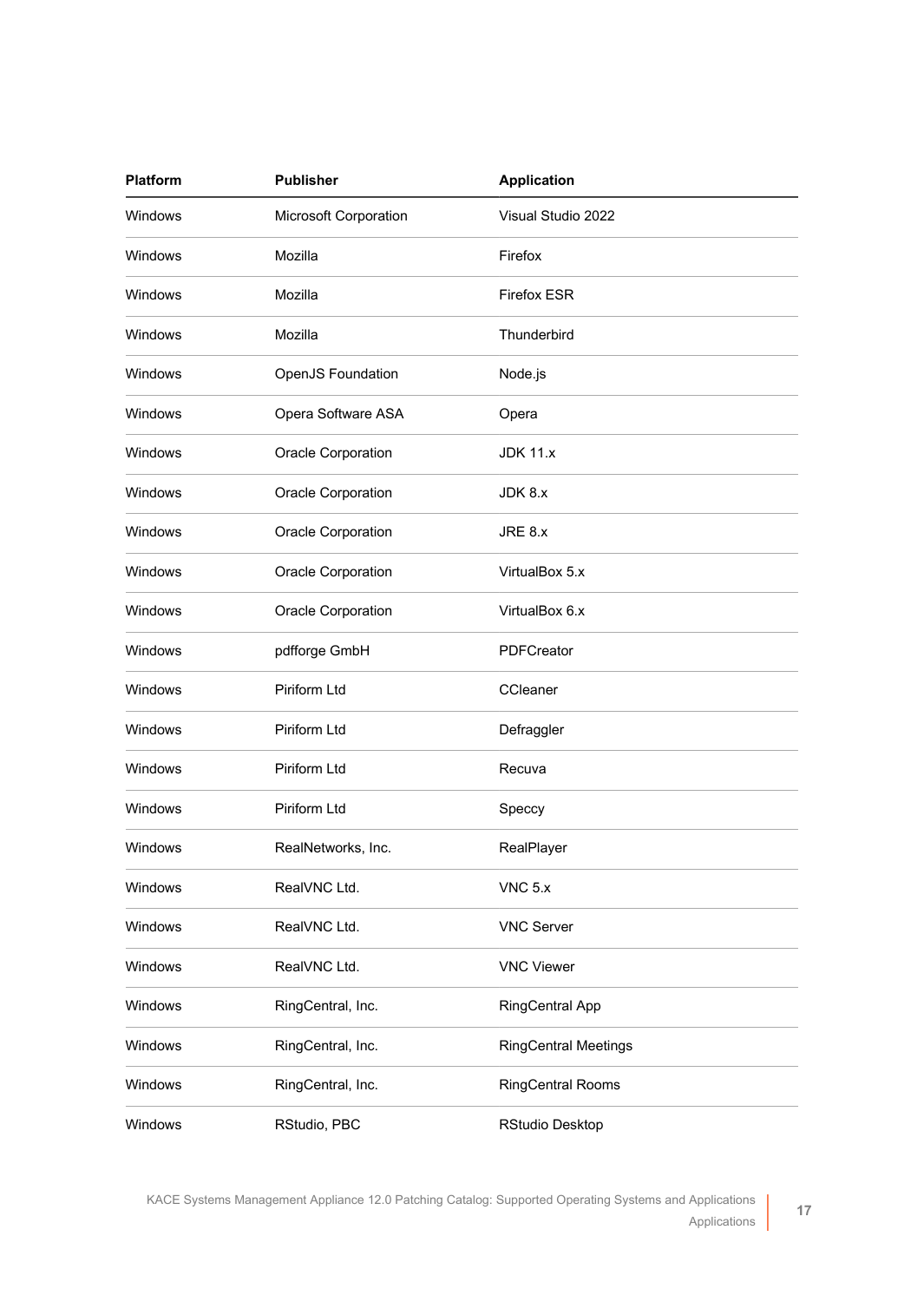| Platform | Publisher | Application |
|---|---|---|
| Windows | Microsoft Corporation | Visual Studio 2022 |
| Windows | Mozilla | Firefox |
| Windows | Mozilla | Firefox ESR |
| Windows | Mozilla | Thunderbird |
| Windows | OpenJS Foundation | Node.js |
| Windows | Opera Software ASA | Opera |
| Windows | Oracle Corporation | JDK 11.x |
| Windows | Oracle Corporation | JDK 8.x |
| Windows | Oracle Corporation | JRE 8.x |
| Windows | Oracle Corporation | VirtualBox 5.x |
| Windows | Oracle Corporation | VirtualBox 6.x |
| Windows | pdfforge GmbH | PDFCreator |
| Windows | Piriform Ltd | CCleaner |
| Windows | Piriform Ltd | Defraggler |
| Windows | Piriform Ltd | Recuva |
| Windows | Piriform Ltd | Speccy |
| Windows | RealNetworks, Inc. | RealPlayer |
| Windows | RealVNC Ltd. | VNC 5.x |
| Windows | RealVNC Ltd. | VNC Server |
| Windows | RealVNC Ltd. | VNC Viewer |
| Windows | RingCentral, Inc. | RingCentral App |
| Windows | RingCentral, Inc. | RingCentral Meetings |
| Windows | RingCentral, Inc. | RingCentral Rooms |
| Windows | RStudio, PBC | RStudio Desktop |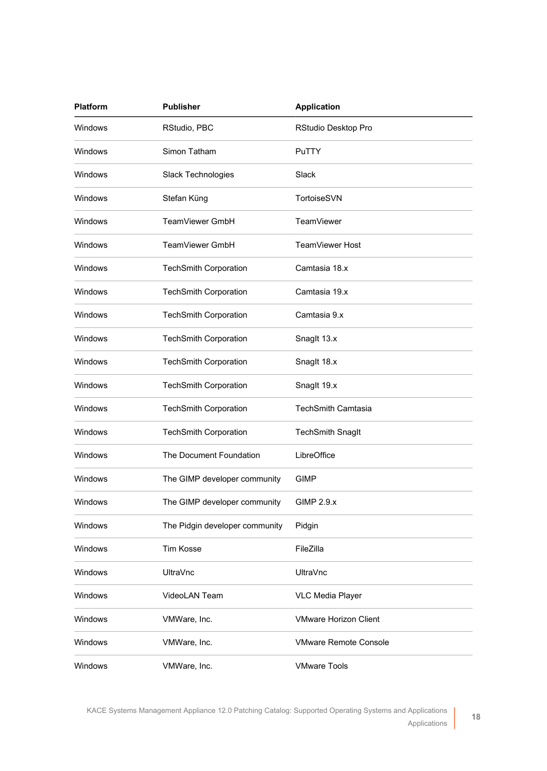| Platform | Publisher | Application |
|---|---|---|
| Windows | RStudio, PBC | RStudio Desktop Pro |
| Windows | Simon Tatham | PuTTY |
| Windows | Slack Technologies | Slack |
| Windows | Stefan Küng | TortoiseSVN |
| Windows | TeamViewer GmbH | TeamViewer |
| Windows | TeamViewer GmbH | TeamViewer Host |
| Windows | TechSmith Corporation | Camtasia 18.x |
| Windows | TechSmith Corporation | Camtasia 19.x |
| Windows | TechSmith Corporation | Camtasia 9.x |
| Windows | TechSmith Corporation | SnagIt 13.x |
| Windows | TechSmith Corporation | SnagIt 18.x |
| Windows | TechSmith Corporation | SnagIt 19.x |
| Windows | TechSmith Corporation | TechSmith Camtasia |
| Windows | TechSmith Corporation | TechSmith SnagIt |
| Windows | The Document Foundation | LibreOffice |
| Windows | The GIMP developer community | GIMP |
| Windows | The GIMP developer community | GIMP 2.9.x |
| Windows | The Pidgin developer community | Pidgin |
| Windows | Tim Kosse | FileZilla |
| Windows | UltraVnc | UltraVnc |
| Windows | VideoLAN Team | VLC Media Player |
| Windows | VMWare, Inc. | VMware Horizon Client |
| Windows | VMWare, Inc. | VMware Remote Console |
| Windows | VMWare, Inc. | VMware Tools |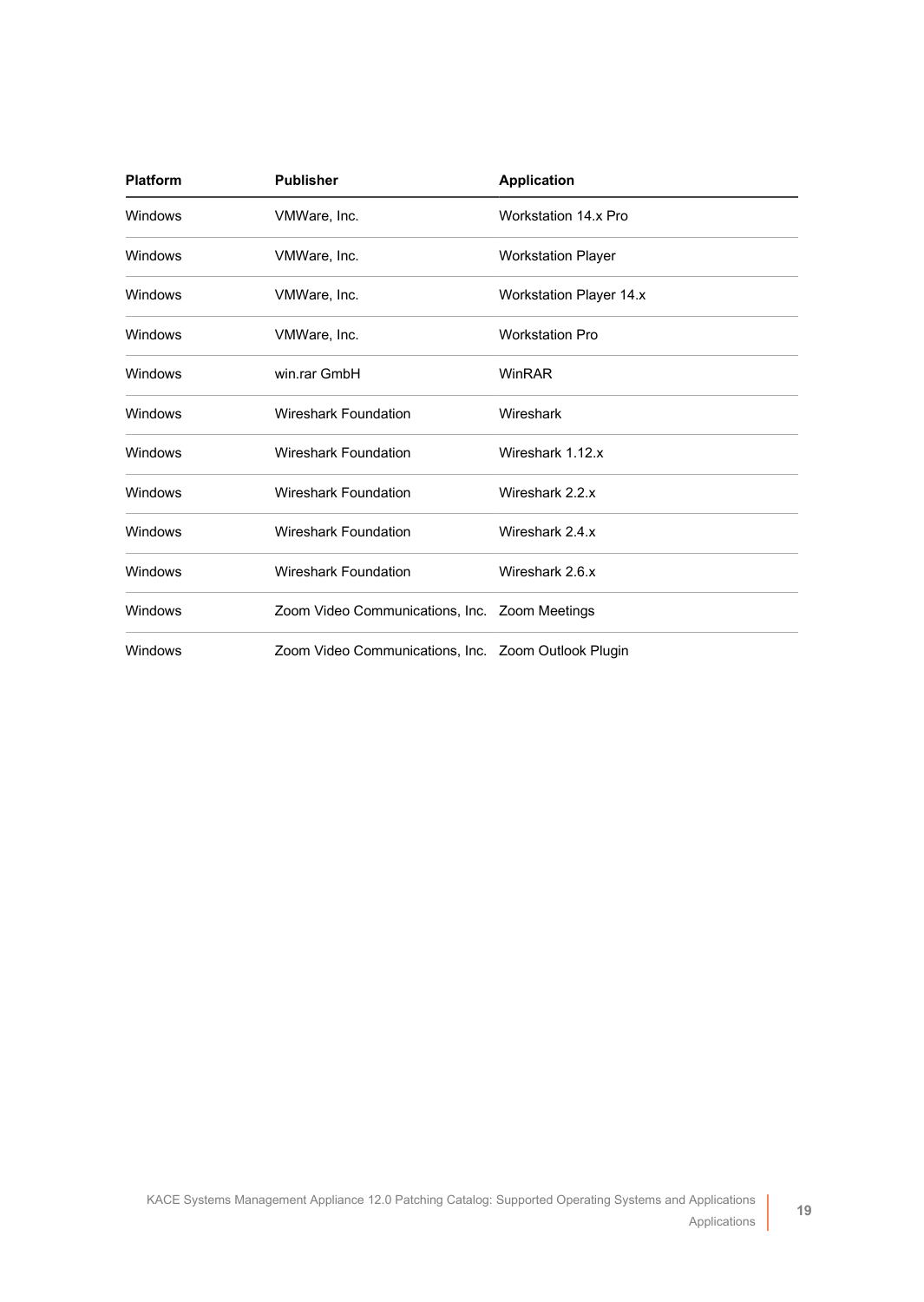| Platform | Publisher | Application |
| --- | --- | --- |
| Windows | VMWare, Inc. | Workstation 14.x Pro |
| Windows | VMWare, Inc. | Workstation Player |
| Windows | VMWare, Inc. | Workstation Player 14.x |
| Windows | VMWare, Inc. | Workstation Pro |
| Windows | win.rar GmbH | WinRAR |
| Windows | Wireshark Foundation | Wireshark |
| Windows | Wireshark Foundation | Wireshark 1.12.x |
| Windows | Wireshark Foundation | Wireshark 2.2.x |
| Windows | Wireshark Foundation | Wireshark 2.4.x |
| Windows | Wireshark Foundation | Wireshark 2.6.x |
| Windows | Zoom Video Communications, Inc. | Zoom Meetings |
| Windows | Zoom Video Communications, Inc. | Zoom Outlook Plugin |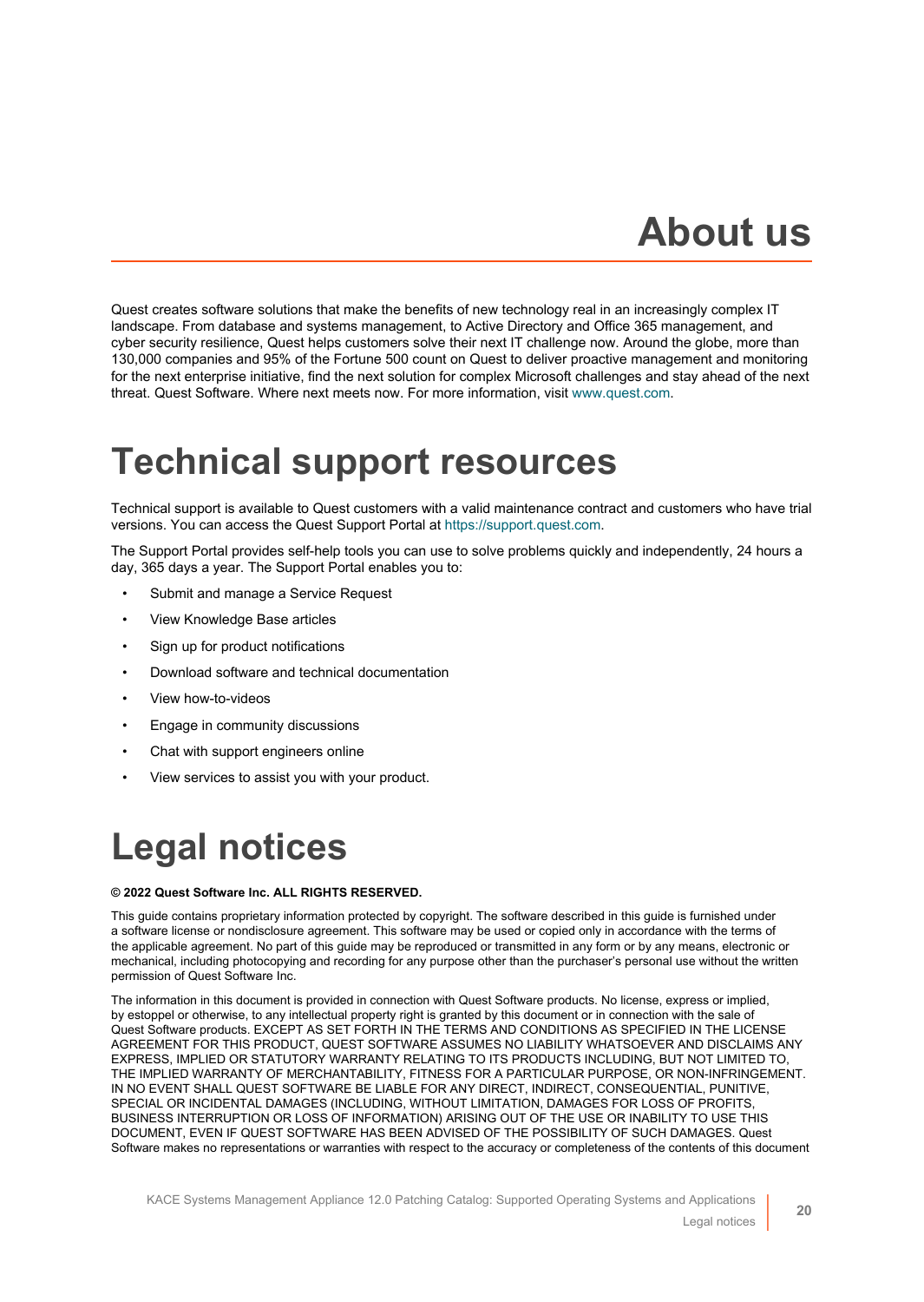# About us

Quest creates software solutions that make the benefits of new technology real in an increasingly complex IT landscape. From database and systems management, to Active Directory and Office 365 management, and cyber security resilience, Quest helps customers solve their next IT challenge now. Around the globe, more than 130,000 companies and 95% of the Fortune 500 count on Quest to deliver proactive management and monitoring for the next enterprise initiative, find the next solution for complex Microsoft challenges and stay ahead of the next threat. Quest Software. Where next meets now. For more information, visit www.quest.com.

# Technical support resources

Technical support is available to Quest customers with a valid maintenance contract and customers who have trial versions. You can access the Quest Support Portal at https://support.quest.com.

The Support Portal provides self-help tools you can use to solve problems quickly and independently, 24 hours a day, 365 days a year. The Support Portal enables you to:

- Submit and manage a Service Request
- View Knowledge Base articles
- Sign up for product notifications
- Download software and technical documentation
- View how-to-videos
- Engage in community discussions
- Chat with support engineers online
- View services to assist you with your product.

# Legal notices

**© 2022 Quest Software Inc. ALL RIGHTS RESERVED.**

This guide contains proprietary information protected by copyright. The software described in this guide is furnished under a software license or nondisclosure agreement. This software may be used or copied only in accordance with the terms of the applicable agreement. No part of this guide may be reproduced or transmitted in any form or by any means, electronic or mechanical, including photocopying and recording for any purpose other than the purchaser's personal use without the written permission of Quest Software Inc.

The information in this document is provided in connection with Quest Software products. No license, express or implied, by estoppel or otherwise, to any intellectual property right is granted by this document or in connection with the sale of Quest Software products. EXCEPT AS SET FORTH IN THE TERMS AND CONDITIONS AS SPECIFIED IN THE LICENSE AGREEMENT FOR THIS PRODUCT, QUEST SOFTWARE ASSUMES NO LIABILITY WHATSOEVER AND DISCLAIMS ANY EXPRESS, IMPLIED OR STATUTORY WARRANTY RELATING TO ITS PRODUCTS INCLUDING, BUT NOT LIMITED TO, THE IMPLIED WARRANTY OF MERCHANTABILITY, FITNESS FOR A PARTICULAR PURPOSE, OR NON-INFRINGEMENT. IN NO EVENT SHALL QUEST SOFTWARE BE LIABLE FOR ANY DIRECT, INDIRECT, CONSEQUENTIAL, PUNITIVE, SPECIAL OR INCIDENTAL DAMAGES (INCLUDING, WITHOUT LIMITATION, DAMAGES FOR LOSS OF PROFITS, BUSINESS INTERRUPTION OR LOSS OF INFORMATION) ARISING OUT OF THE USE OR INABILITY TO USE THIS DOCUMENT, EVEN IF QUEST SOFTWARE HAS BEEN ADVISED OF THE POSSIBILITY OF SUCH DAMAGES. Quest Software makes no representations or warranties with respect to the accuracy or completeness of the contents of this document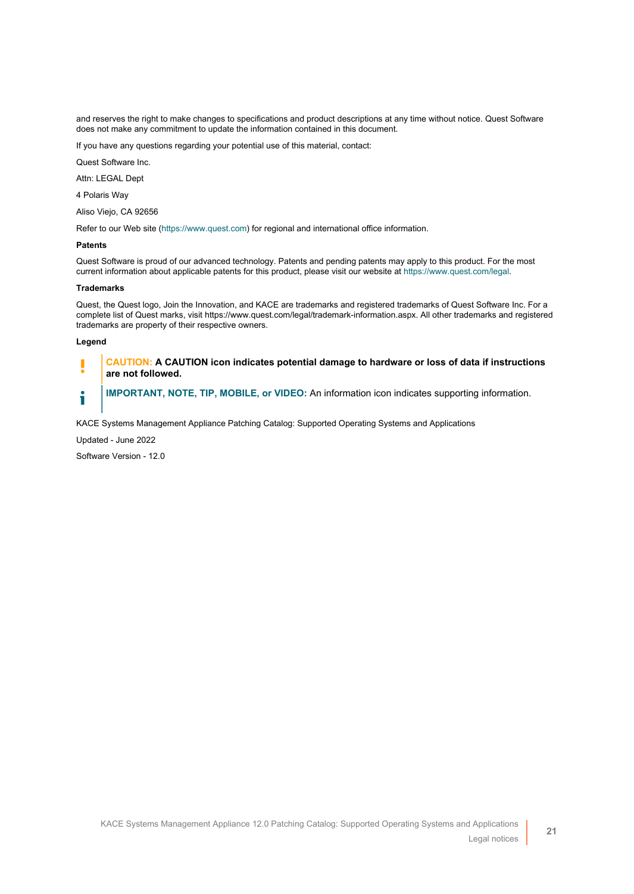and reserves the right to make changes to specifications and product descriptions at any time without notice. Quest Software does not make any commitment to update the information contained in this document.

If you have any questions regarding your potential use of this material, contact:

Quest Software Inc.

Attn: LEGAL Dept

4 Polaris Way

Aliso Viejo, CA 92656

Refer to our Web site (https://www.quest.com) for regional and international office information.

**Patents**

Quest Software is proud of our advanced technology. Patents and pending patents may apply to this product. For the most current information about applicable patents for this product, please visit our website at https://www.quest.com/legal.

**Trademarks**

Quest, the Quest logo, Join the Innovation, and KACE are trademarks and registered trademarks of Quest Software Inc. For a complete list of Quest marks, visit https://www.quest.com/legal/trademark-information.aspx. All other trademarks and registered trademarks are property of their respective owners.

**Legend**

**CAUTION: A CAUTION icon indicates potential damage to hardware or loss of data if instructions are not followed.**

**IMPORTANT, NOTE, TIP, MOBILE, or VIDEO:** An information icon indicates supporting information.

KACE Systems Management Appliance Patching Catalog: Supported Operating Systems and Applications

Updated - June 2022

Software Version - 12.0